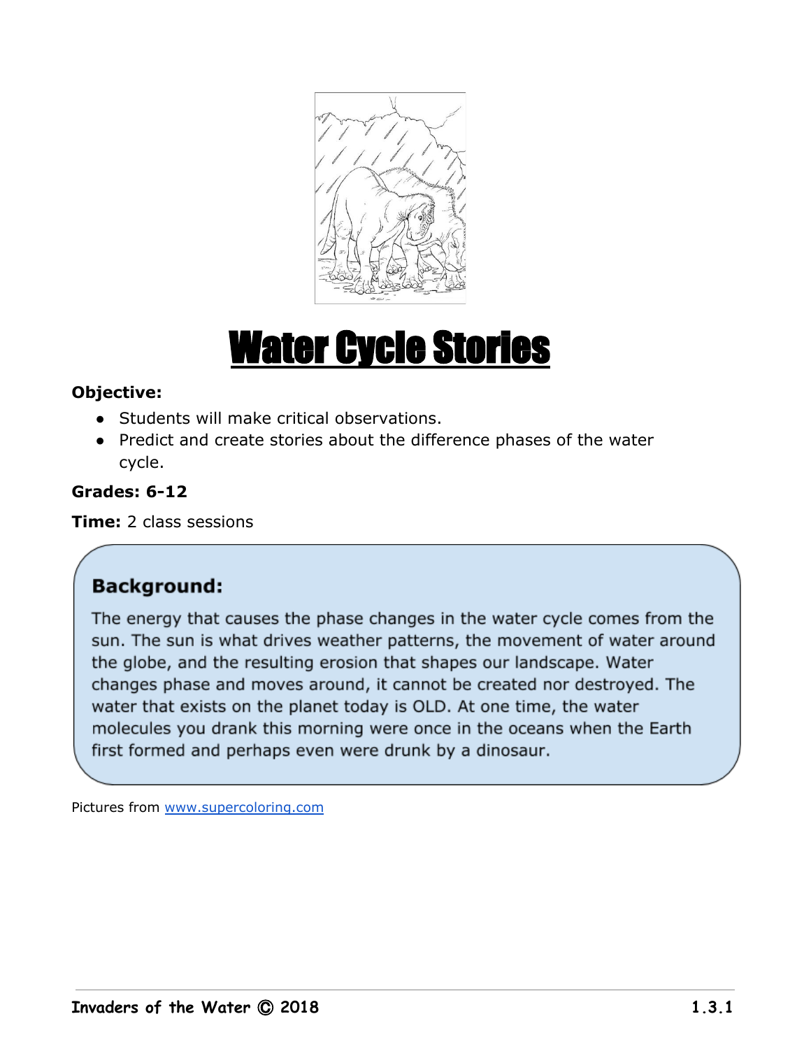# Water Cycle Stories

**Objective:**

- Students will make critical observations.
- Predict and create stories about the difference phases of the water cycle.

**Grades: 6-12**

**Time:** 2 class sessions

## Background:

The energy that causes the phase changes in the water cycle comes from the sun. The sun is what drives weather patterns, the movement of water around the globe, and the resulting erosion that shapes our landscape. Water changes phase and moves around, it cannot be created nor destroyed. The water that exists on the planet today is OLD. At one time, the water molecules you drank this morning were once in the oceans when the Earth first formed and perhaps even were drunk by a dinosaur.

Pictures from www.supercoloring.com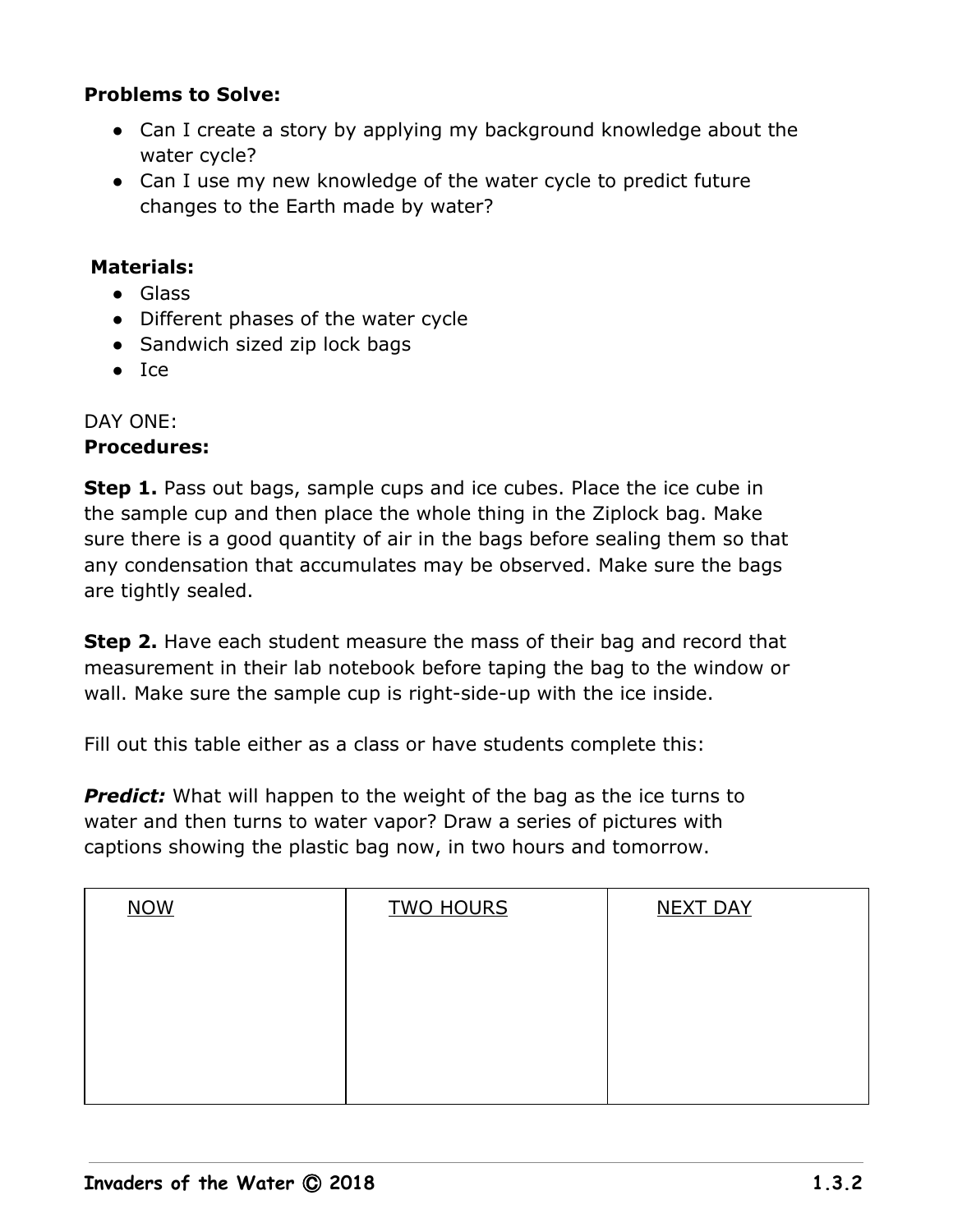**Problems to Solve:**

- Can I create a story by applying my background knowledge about the water cycle?
- Can I use my new knowledge of the water cycle to predict future changes to the Earth made by water?

**Materials:**

- Glass
- Different phases of the water cycle
- Sandwich sized zip lock bags
- Ice

DAY ONE:

**Procedures:**

**Step 1.** Pass out bags, sample cups and ice cubes. Place the ice cube in the sample cup and then place the whole thing in the Ziplock bag. Make sure there is a good quantity of air in the bags before sealing them so that any condensation that accumulates may be observed. Make sure the bags are tightly sealed.

**Step 2.** Have each student measure the mass of their bag and record that measurement in their lab notebook before taping the bag to the window or wall. Make sure the sample cup is right-side-up with the ice inside.

Fill out this table either as a class or have students complete this:

***Predict:*** What will happen to the weight of the bag as the ice turns to water and then turns to water vapor? Draw a series of pictures with captions showing the plastic bag now, in two hours and tomorrow.

| NOW | TWO HOURS | NEXT DAY |
|---|---|---|
| | | |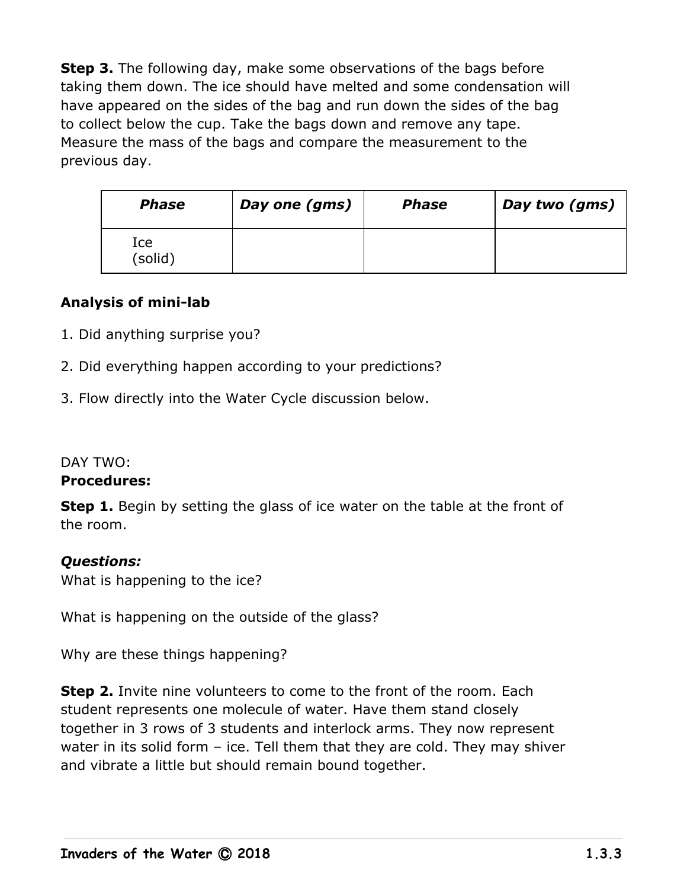**Step 3.** The following day, make some observations of the bags before taking them down. The ice should have melted and some condensation will have appeared on the sides of the bag and run down the sides of the bag to collect below the cup. Take the bags down and remove any tape. Measure the mass of the bags and compare the measurement to the previous day.

| ***Phase*** | ***Day one (gms)*** | ***Phase*** | ***Day two (gms)*** |
|---|---|---|---|
| Ice (solid) | | | |

**Analysis of mini-lab**

1. Did anything surprise you?

2. Did everything happen according to your predictions?

3. Flow directly into the Water Cycle discussion below.

DAY TWO:

**Procedures:**

**Step 1.** Begin by setting the glass of ice water on the table at the front of the room.

***Questions:***

What is happening to the ice?

What is happening on the outside of the glass?

Why are these things happening?

**Step 2.** Invite nine volunteers to come to the front of the room. Each student represents one molecule of water. Have them stand closely together in 3 rows of 3 students and interlock arms. They now represent water in its solid form – ice. Tell them that they are cold. They may shiver and vibrate a little but should remain bound together.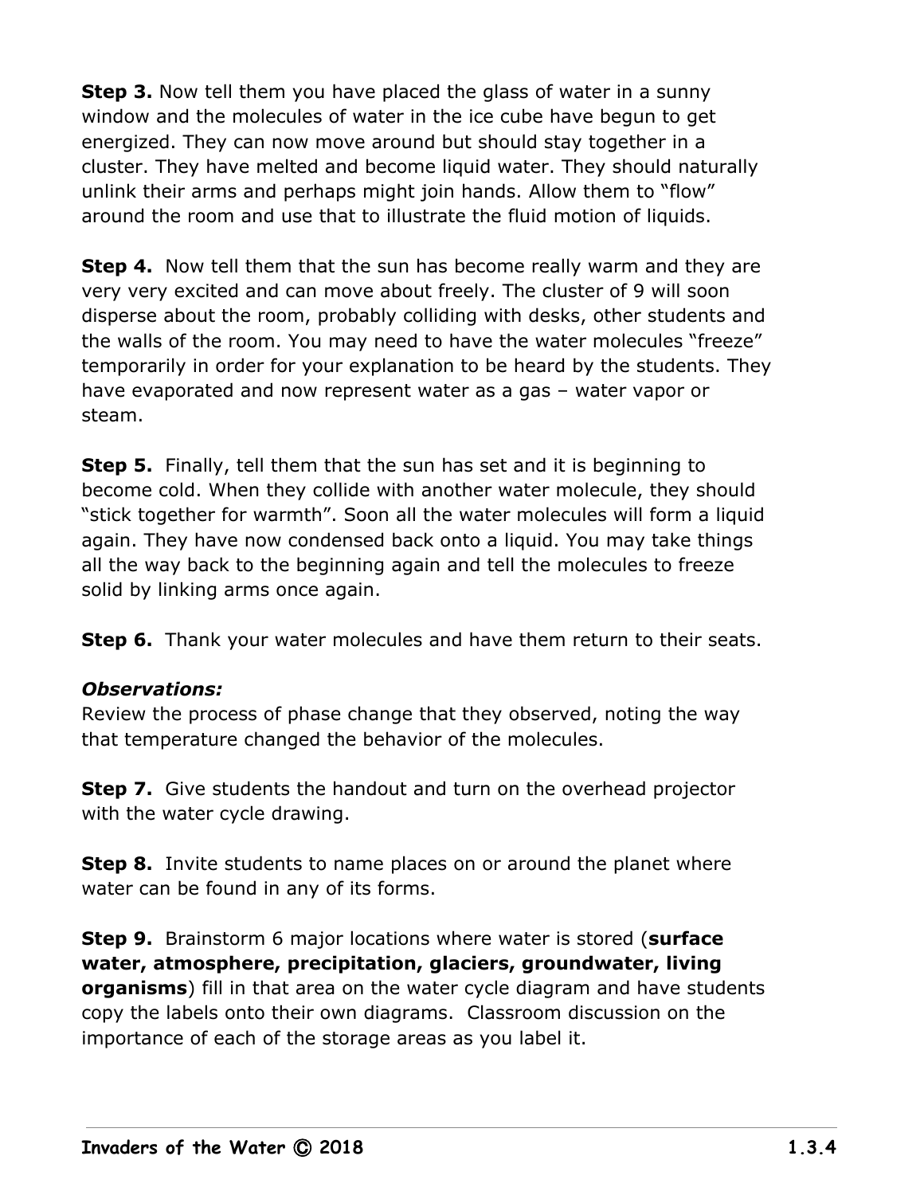**Step 3.** Now tell them you have placed the glass of water in a sunny window and the molecules of water in the ice cube have begun to get energized. They can now move around but should stay together in a cluster. They have melted and become liquid water. They should naturally unlink their arms and perhaps might join hands. Allow them to "flow" around the room and use that to illustrate the fluid motion of liquids.

**Step 4.** Now tell them that the sun has become really warm and they are very very excited and can move about freely. The cluster of 9 will soon disperse about the room, probably colliding with desks, other students and the walls of the room. You may need to have the water molecules "freeze" temporarily in order for your explanation to be heard by the students. They have evaporated and now represent water as a gas – water vapor or steam.

**Step 5.** Finally, tell them that the sun has set and it is beginning to become cold. When they collide with another water molecule, they should "stick together for warmth". Soon all the water molecules will form a liquid again. They have now condensed back onto a liquid. You may take things all the way back to the beginning again and tell the molecules to freeze solid by linking arms once again.

**Step 6.** Thank your water molecules and have them return to their seats.

***Observations:***
Review the process of phase change that they observed, noting the way that temperature changed the behavior of the molecules.

**Step 7.** Give students the handout and turn on the overhead projector with the water cycle drawing.

**Step 8.** Invite students to name places on or around the planet where water can be found in any of its forms.

**Step 9.** Brainstorm 6 major locations where water is stored (**surface water, atmosphere, precipitation, glaciers, groundwater, living organisms**) fill in that area on the water cycle diagram and have students copy the labels onto their own diagrams. Classroom discussion on the importance of each of the storage areas as you label it.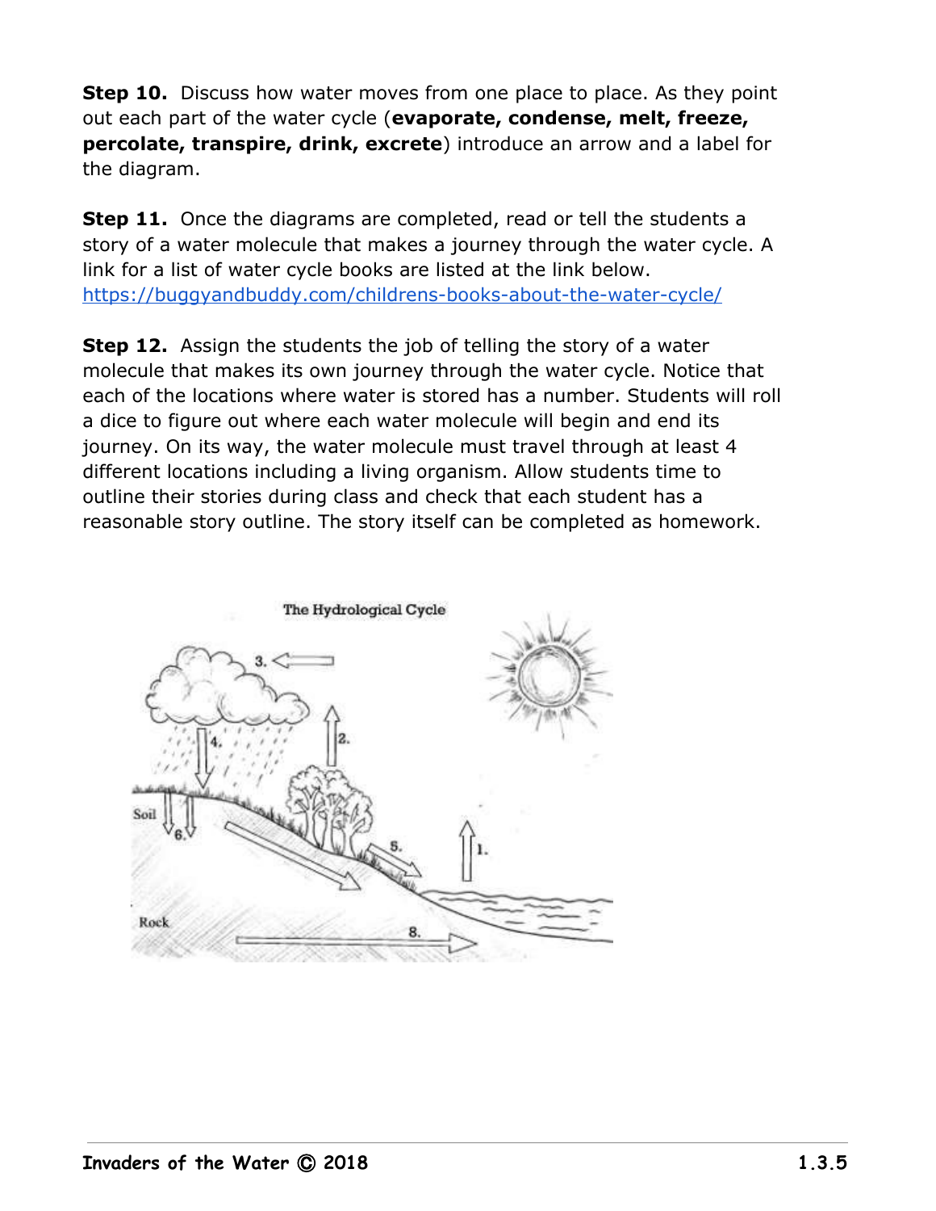**Step 10.** Discuss how water moves from one place to place. As they point out each part of the water cycle (**evaporate, condense, melt, freeze, percolate, transpire, drink, excrete**) introduce an arrow and a label for the diagram.

**Step 11.** Once the diagrams are completed, read or tell the students a story of a water molecule that makes a journey through the water cycle. A link for a list of water cycle books are listed at the link below. https://buggyandbuddy.com/childrens-books-about-the-water-cycle/

**Step 12.** Assign the students the job of telling the story of a water molecule that makes its own journey through the water cycle. Notice that each of the locations where water is stored has a number. Students will roll a dice to figure out where each water molecule will begin and end its journey. On its way, the water molecule must travel through at least 4 different locations including a living organism. Allow students time to outline their stories during class and check that each student has a reasonable story outline. The story itself can be completed as homework.

The Hydrological Cycle

3.

2.

4.

Soil

6.

5.

1.

Rock

8.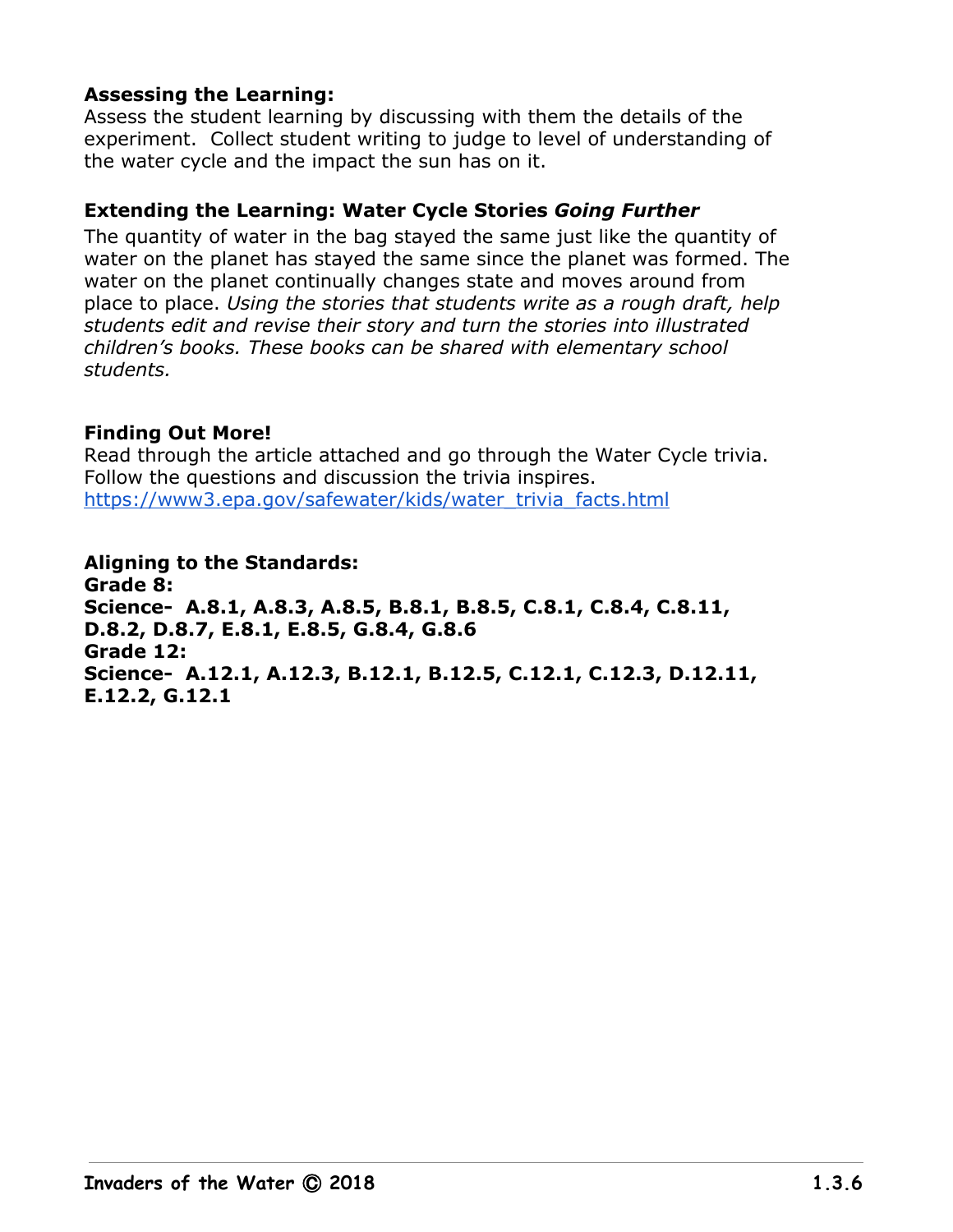**Assessing the Learning:**
Assess the student learning by discussing with them the details of the experiment. Collect student writing to judge to level of understanding of the water cycle and the impact the sun has on it.

**Extending the Learning: Water Cycle Stories *Going Further***
The quantity of water in the bag stayed the same just like the quantity of water on the planet has stayed the same since the planet was formed. The water on the planet continually changes state and moves around from place to place. *Using the stories that students write as a rough draft, help students edit and revise their story and turn the stories into illustrated children's books. These books can be shared with elementary school students.*

**Finding Out More!**
Read through the article attached and go through the Water Cycle trivia. Follow the questions and discussion the trivia inspires.
https://www3.epa.gov/safewater/kids/water_trivia_facts.html

**Aligning to the Standards:**
**Grade 8:**
**Science- A.8.1, A.8.3, A.8.5, B.8.1, B.8.5, C.8.1, C.8.4, C.8.11, D.8.2, D.8.7, E.8.1, E.8.5, G.8.4, G.8.6**
**Grade 12:**
**Science- A.12.1, A.12.3, B.12.1, B.12.5, C.12.1, C.12.3, D.12.11, E.12.2, G.12.1**